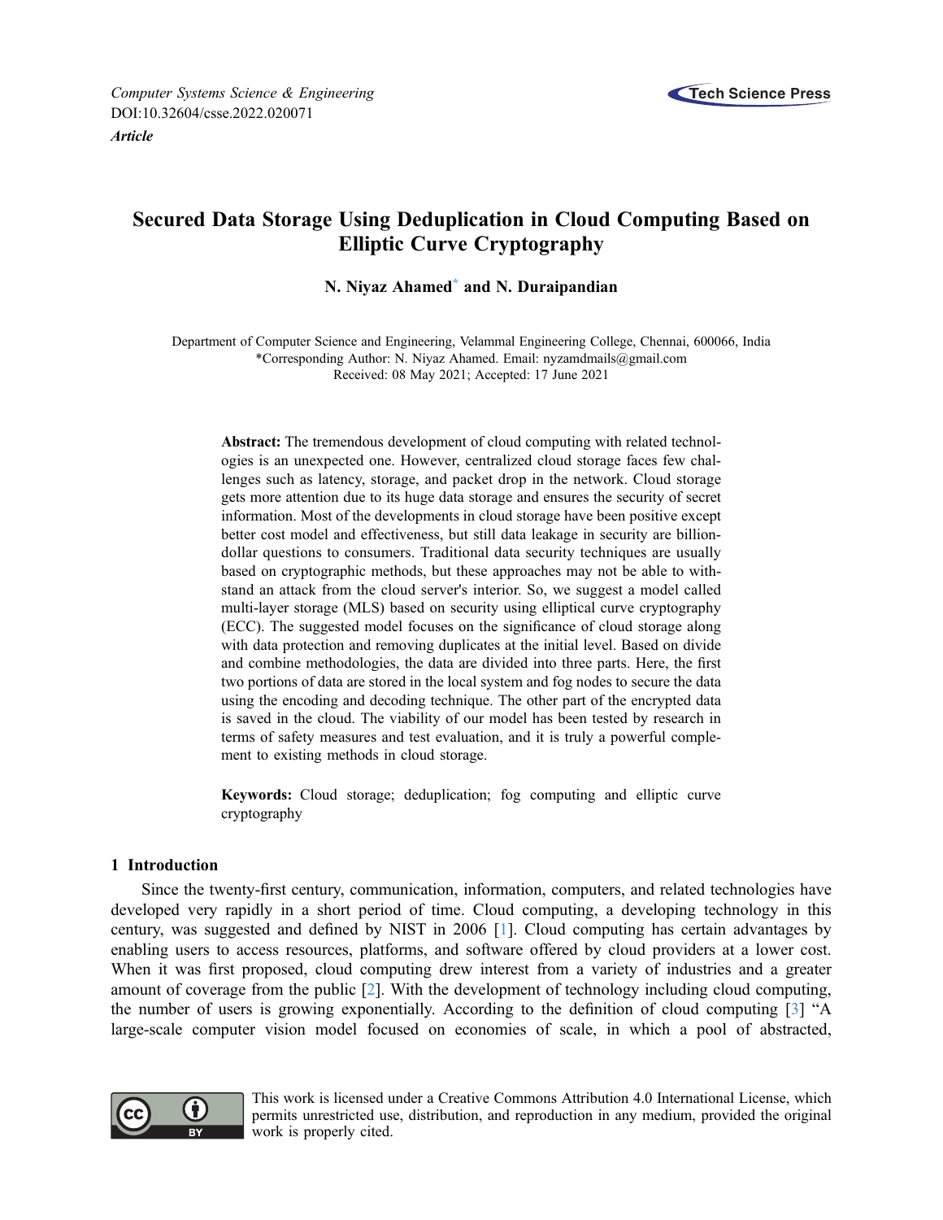*Computer Systems Science & Engineering*
DOI:10.32604/csse.2022.020071
***Article***

# Secured Data Storage Using Deduplication in Cloud Computing Based on Elliptic Curve Cryptography

**N. Niyaz Ahamed* and N. Duraipandian**

Department of Computer Science and Engineering, Velammal Engineering College, Chennai, 600066, India
*Corresponding Author: N. Niyaz Ahamed. Email: nyzamdmails@gmail.com
Received: 08 May 2021; Accepted: 17 June 2021

**Abstract:** The tremendous development of cloud computing with related technologies is an unexpected one. However, centralized cloud storage faces few challenges such as latency, storage, and packet drop in the network. Cloud storage gets more attention due to its huge data storage and ensures the security of secret information. Most of the developments in cloud storage have been positive except better cost model and effectiveness, but still data leakage in security are billion-dollar questions to consumers. Traditional data security techniques are usually based on cryptographic methods, but these approaches may not be able to withstand an attack from the cloud server's interior. So, we suggest a model called multi-layer storage (MLS) based on security using elliptical curve cryptography (ECC). The suggested model focuses on the significance of cloud storage along with data protection and removing duplicates at the initial level. Based on divide and combine methodologies, the data are divided into three parts. Here, the first two portions of data are stored in the local system and fog nodes to secure the data using the encoding and decoding technique. The other part of the encrypted data is saved in the cloud. The viability of our model has been tested by research in terms of safety measures and test evaluation, and it is truly a powerful complement to existing methods in cloud storage.

**Keywords:** Cloud storage; deduplication; fog computing and elliptic curve cryptography

## 1 Introduction

Since the twenty-first century, communication, information, computers, and related technologies have developed very rapidly in a short period of time. Cloud computing, a developing technology in this century, was suggested and defined by NIST in 2006 [1]. Cloud computing has certain advantages by enabling users to access resources, platforms, and software offered by cloud providers at a lower cost. When it was first proposed, cloud computing drew interest from a variety of industries and a greater amount of coverage from the public [2]. With the development of technology including cloud computing, the number of users is growing exponentially. According to the definition of cloud computing [3] "A large-scale computer vision model focused on economies of scale, in which a pool of abstracted,

This work is licensed under a Creative Commons Attribution 4.0 International License, which permits unrestricted use, distribution, and reproduction in any medium, provided the original work is properly cited.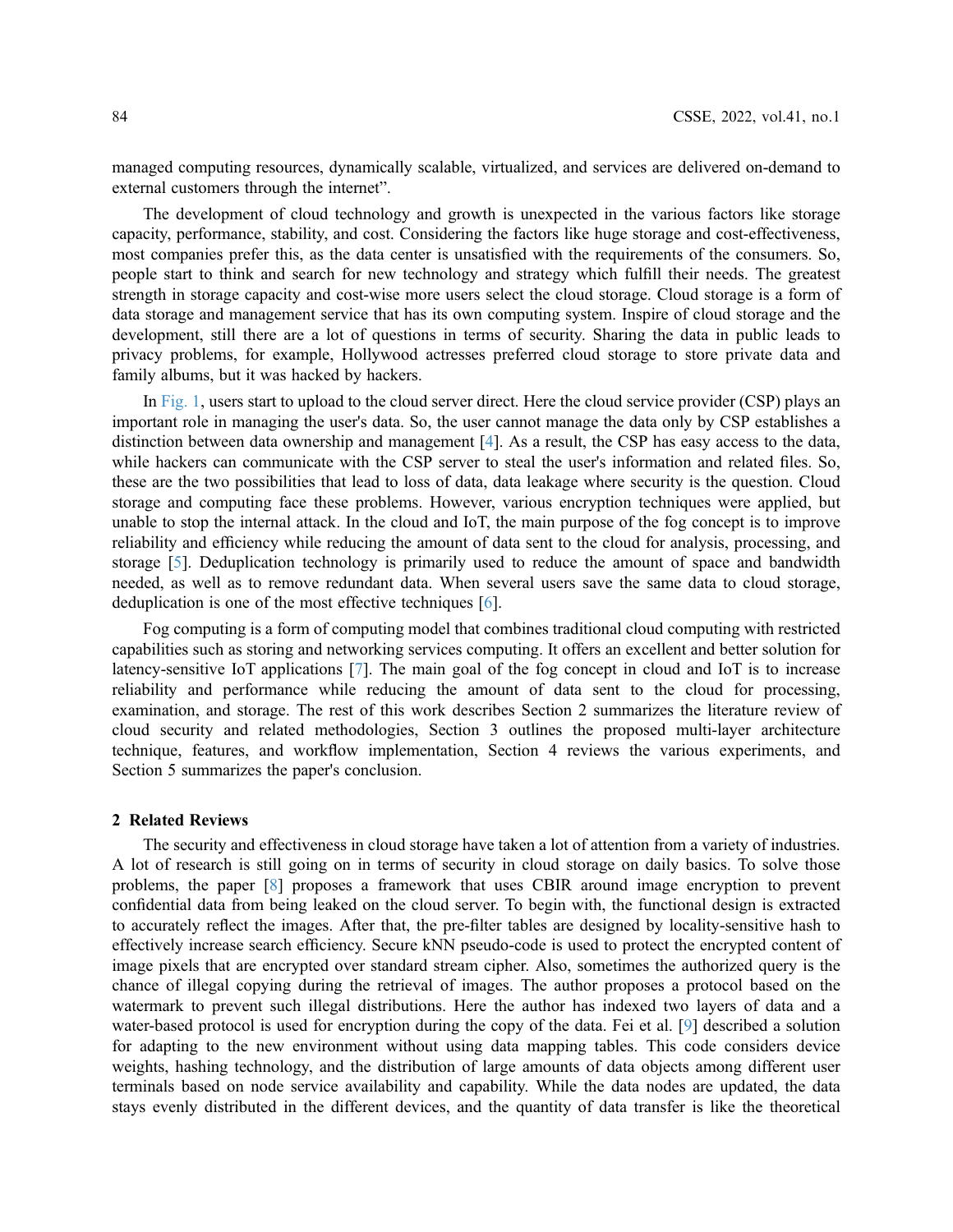managed computing resources, dynamically scalable, virtualized, and services are delivered on-demand to external customers through the internet".

The development of cloud technology and growth is unexpected in the various factors like storage capacity, performance, stability, and cost. Considering the factors like huge storage and cost-effectiveness, most companies prefer this, as the data center is unsatisfied with the requirements of the consumers. So, people start to think and search for new technology and strategy which fulfill their needs. The greatest strength in storage capacity and cost-wise more users select the cloud storage. Cloud storage is a form of data storage and management service that has its own computing system. Inspire of cloud storage and the development, still there are a lot of questions in terms of security. Sharing the data in public leads to privacy problems, for example, Hollywood actresses preferred cloud storage to store private data and family albums, but it was hacked by hackers.

In Fig. 1, users start to upload to the cloud server direct. Here the cloud service provider (CSP) plays an important role in managing the user's data. So, the user cannot manage the data only by CSP establishes a distinction between data ownership and management [4]. As a result, the CSP has easy access to the data, while hackers can communicate with the CSP server to steal the user's information and related files. So, these are the two possibilities that lead to loss of data, data leakage where security is the question. Cloud storage and computing face these problems. However, various encryption techniques were applied, but unable to stop the internal attack. In the cloud and IoT, the main purpose of the fog concept is to improve reliability and efficiency while reducing the amount of data sent to the cloud for analysis, processing, and storage [5]. Deduplication technology is primarily used to reduce the amount of space and bandwidth needed, as well as to remove redundant data. When several users save the same data to cloud storage, deduplication is one of the most effective techniques [6].

Fog computing is a form of computing model that combines traditional cloud computing with restricted capabilities such as storing and networking services computing. It offers an excellent and better solution for latency-sensitive IoT applications [7]. The main goal of the fog concept in cloud and IoT is to increase reliability and performance while reducing the amount of data sent to the cloud for processing, examination, and storage. The rest of this work describes Section 2 summarizes the literature review of cloud security and related methodologies, Section 3 outlines the proposed multi-layer architecture technique, features, and workflow implementation, Section 4 reviews the various experiments, and Section 5 summarizes the paper's conclusion.

## 2 Related Reviews

The security and effectiveness in cloud storage have taken a lot of attention from a variety of industries. A lot of research is still going on in terms of security in cloud storage on daily basics. To solve those problems, the paper [8] proposes a framework that uses CBIR around image encryption to prevent confidential data from being leaked on the cloud server. To begin with, the functional design is extracted to accurately reflect the images. After that, the pre-filter tables are designed by locality-sensitive hash to effectively increase search efficiency. Secure kNN pseudo-code is used to protect the encrypted content of image pixels that are encrypted over standard stream cipher. Also, sometimes the authorized query is the chance of illegal copying during the retrieval of images. The author proposes a protocol based on the watermark to prevent such illegal distributions. Here the author has indexed two layers of data and a water-based protocol is used for encryption during the copy of the data. Fei et al. [9] described a solution for adapting to the new environment without using data mapping tables. This code considers device weights, hashing technology, and the distribution of large amounts of data objects among different user terminals based on node service availability and capability. While the data nodes are updated, the data stays evenly distributed in the different devices, and the quantity of data transfer is like the theoretical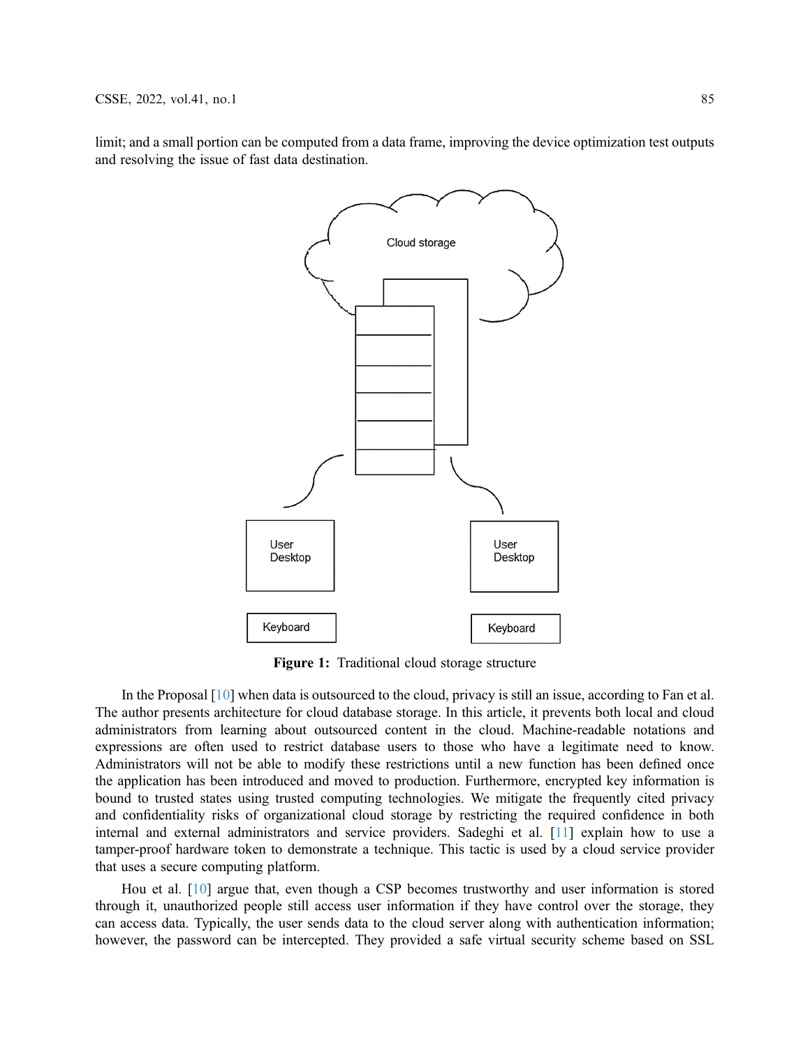limit; and a small portion can be computed from a data frame, improving the device optimization test outputs and resolving the issue of fast data destination.

**Figure 1:** Traditional cloud storage structure

In the Proposal [10] when data is outsourced to the cloud, privacy is still an issue, according to Fan et al. The author presents architecture for cloud database storage. In this article, it prevents both local and cloud administrators from learning about outsourced content in the cloud. Machine-readable notations and expressions are often used to restrict database users to those who have a legitimate need to know. Administrators will not be able to modify these restrictions until a new function has been defined once the application has been introduced and moved to production. Furthermore, encrypted key information is bound to trusted states using trusted computing technologies. We mitigate the frequently cited privacy and confidentiality risks of organizational cloud storage by restricting the required confidence in both internal and external administrators and service providers. Sadeghi et al. [11] explain how to use a tamper-proof hardware token to demonstrate a technique. This tactic is used by a cloud service provider that uses a secure computing platform.

Hou et al. [10] argue that, even though a CSP becomes trustworthy and user information is stored through it, unauthorized people still access user information if they have control over the storage, they can access data. Typically, the user sends data to the cloud server along with authentication information; however, the password can be intercepted. They provided a safe virtual security scheme based on SSL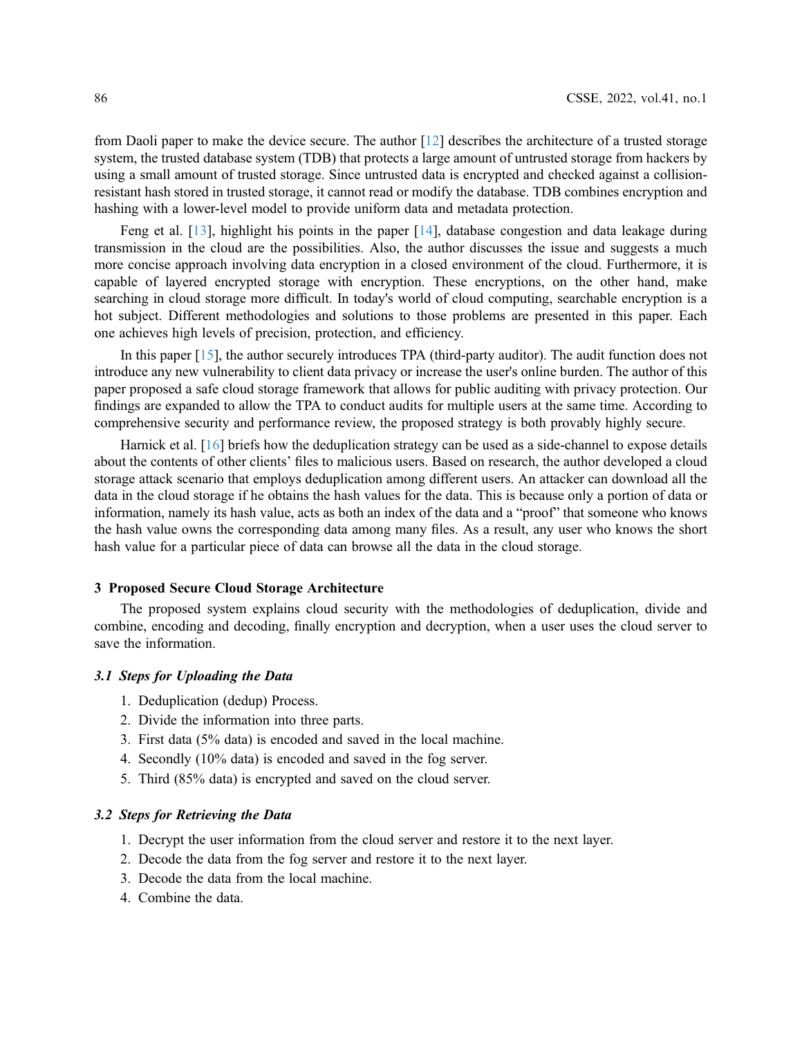from Daoli paper to make the device secure. The author [12] describes the architecture of a trusted storage system, the trusted database system (TDB) that protects a large amount of untrusted storage from hackers by using a small amount of trusted storage. Since untrusted data is encrypted and checked against a collision-resistant hash stored in trusted storage, it cannot read or modify the database. TDB combines encryption and hashing with a lower-level model to provide uniform data and metadata protection.

Feng et al. [13], highlight his points in the paper [14], database congestion and data leakage during transmission in the cloud are the possibilities. Also, the author discusses the issue and suggests a much more concise approach involving data encryption in a closed environment of the cloud. Furthermore, it is capable of layered encrypted storage with encryption. These encryptions, on the other hand, make searching in cloud storage more difficult. In today's world of cloud computing, searchable encryption is a hot subject. Different methodologies and solutions to those problems are presented in this paper. Each one achieves high levels of precision, protection, and efficiency.

In this paper [15], the author securely introduces TPA (third-party auditor). The audit function does not introduce any new vulnerability to client data privacy or increase the user's online burden. The author of this paper proposed a safe cloud storage framework that allows for public auditing with privacy protection. Our findings are expanded to allow the TPA to conduct audits for multiple users at the same time. According to comprehensive security and performance review, the proposed strategy is both provably highly secure.

Harnick et al. [16] briefs how the deduplication strategy can be used as a side-channel to expose details about the contents of other clients' files to malicious users. Based on research, the author developed a cloud storage attack scenario that employs deduplication among different users. An attacker can download all the data in the cloud storage if he obtains the hash values for the data. This is because only a portion of data or information, namely its hash value, acts as both an index of the data and a "proof" that someone who knows the hash value owns the corresponding data among many files. As a result, any user who knows the short hash value for a particular piece of data can browse all the data in the cloud storage.

## 3 Proposed Secure Cloud Storage Architecture

The proposed system explains cloud security with the methodologies of deduplication, divide and combine, encoding and decoding, finally encryption and decryption, when a user uses the cloud server to save the information.

### 3.1 Steps for Uploading the Data

1. Deduplication (dedup) Process.
2. Divide the information into three parts.
3. First data (5% data) is encoded and saved in the local machine.
4. Secondly (10% data) is encoded and saved in the fog server.
5. Third (85% data) is encrypted and saved on the cloud server.

### 3.2 Steps for Retrieving the Data

1. Decrypt the user information from the cloud server and restore it to the next layer.
2. Decode the data from the fog server and restore it to the next layer.
3. Decode the data from the local machine.
4. Combine the data.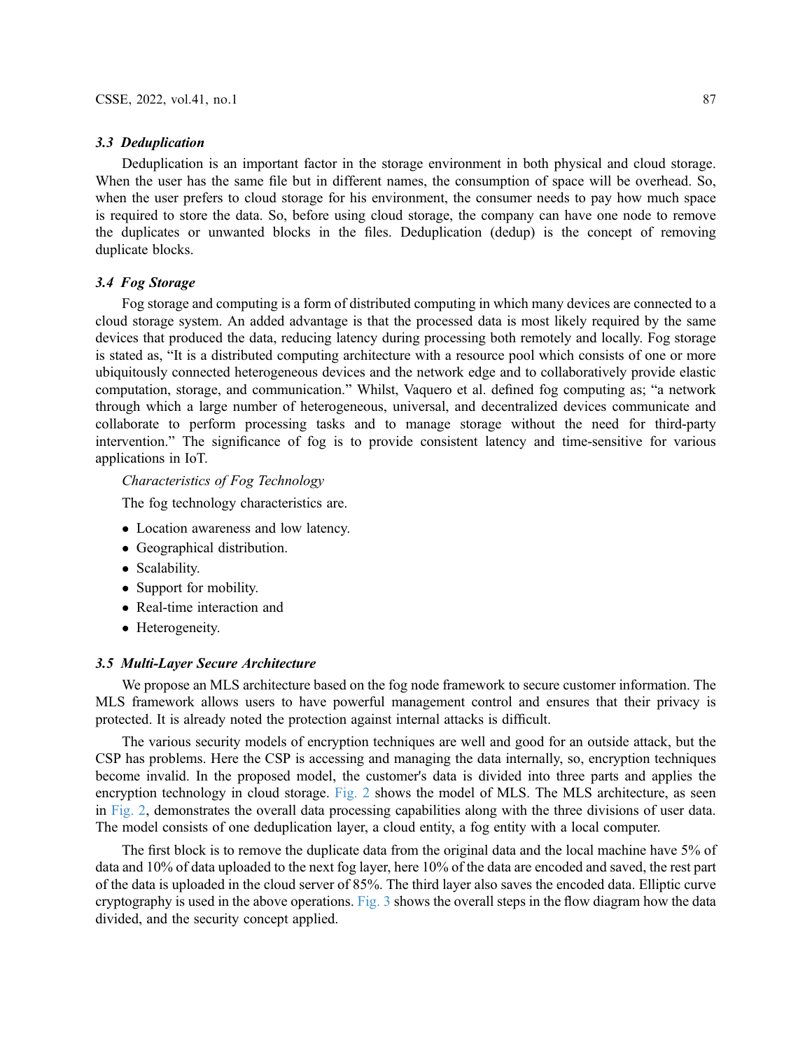### *3.3 Deduplication*

Deduplication is an important factor in the storage environment in both physical and cloud storage. When the user has the same file but in different names, the consumption of space will be overhead. So, when the user prefers to cloud storage for his environment, the consumer needs to pay how much space is required to store the data. So, before using cloud storage, the company can have one node to remove the duplicates or unwanted blocks in the files. Deduplication (dedup) is the concept of removing duplicate blocks.

### *3.4 Fog Storage*

Fog storage and computing is a form of distributed computing in which many devices are connected to a cloud storage system. An added advantage is that the processed data is most likely required by the same devices that produced the data, reducing latency during processing both remotely and locally. Fog storage is stated as, "It is a distributed computing architecture with a resource pool which consists of one or more ubiquitously connected heterogeneous devices and the network edge and to collaboratively provide elastic computation, storage, and communication." Whilst, Vaquero et al. defined fog computing as; "a network through which a large number of heterogeneous, universal, and decentralized devices communicate and collaborate to perform processing tasks and to manage storage without the need for third-party intervention." The significance of fog is to provide consistent latency and time-sensitive for various applications in IoT.

*Characteristics of Fog Technology*

The fog technology characteristics are.

- Location awareness and low latency.
- Geographical distribution.
- Scalability.
- Support for mobility.
- Real-time interaction and
- Heterogeneity.

### *3.5 Multi-Layer Secure Architecture*

We propose an MLS architecture based on the fog node framework to secure customer information. The MLS framework allows users to have powerful management control and ensures that their privacy is protected. It is already noted the protection against internal attacks is difficult.

The various security models of encryption techniques are well and good for an outside attack, but the CSP has problems. Here the CSP is accessing and managing the data internally, so, encryption techniques become invalid. In the proposed model, the customer's data is divided into three parts and applies the encryption technology in cloud storage. Fig. 2 shows the model of MLS. The MLS architecture, as seen in Fig. 2, demonstrates the overall data processing capabilities along with the three divisions of user data. The model consists of one deduplication layer, a cloud entity, a fog entity with a local computer.

The first block is to remove the duplicate data from the original data and the local machine have 5% of data and 10% of data uploaded to the next fog layer, here 10% of the data are encoded and saved, the rest part of the data is uploaded in the cloud server of 85%. The third layer also saves the encoded data. Elliptic curve cryptography is used in the above operations. Fig. 3 shows the overall steps in the flow diagram how the data divided, and the security concept applied.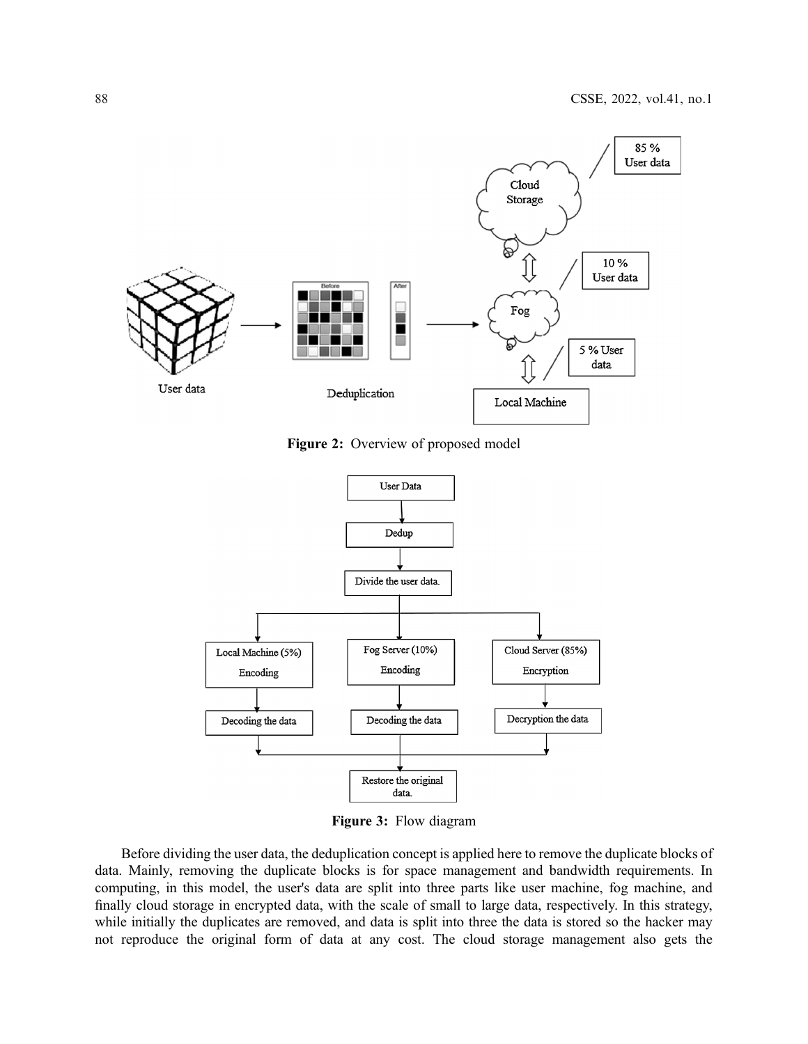Figure 2: Overview of proposed model

Figure 3: Flow diagram

Before dividing the user data, the deduplication concept is applied here to remove the duplicate blocks of data. Mainly, removing the duplicate blocks is for space management and bandwidth requirements. In computing, in this model, the user's data are split into three parts like user machine, fog machine, and finally cloud storage in encrypted data, with the scale of small to large data, respectively. In this strategy, while initially the duplicates are removed, and data is split into three the data is stored so the hacker may not reproduce the original form of data at any cost. The cloud storage management also gets the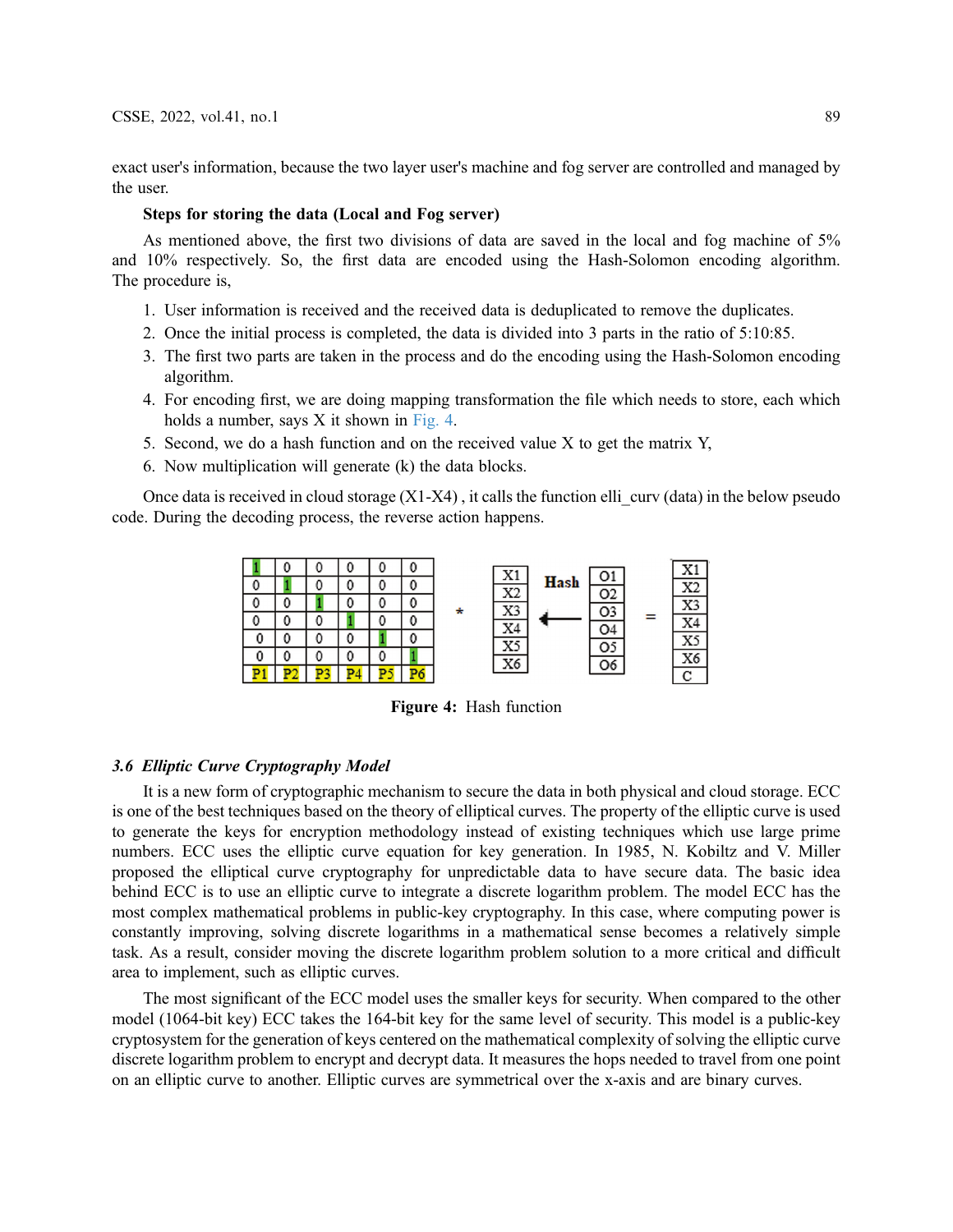exact user's information, because the two layer user's machine and fog server are controlled and managed by the user.

**Steps for storing the data (Local and Fog server)**

As mentioned above, the first two divisions of data are saved in the local and fog machine of 5% and 10% respectively. So, the first data are encoded using the Hash-Solomon encoding algorithm. The procedure is,

1. User information is received and the received data is deduplicated to remove the duplicates.
2. Once the initial process is completed, the data is divided into 3 parts in the ratio of 5:10:85.
3. The first two parts are taken in the process and do the encoding using the Hash-Solomon encoding algorithm.
4. For encoding first, we are doing mapping transformation the file which needs to store, each which holds a number, says X it shown in Fig. 4.
5. Second, we do a hash function and on the received value X to get the matrix Y,
6. Now multiplication will generate (k) the data blocks.

Once data is received in cloud storage (X1-X4) , it calls the function elli_curv (data) in the below pseudo code. During the decoding process, the reverse action happens.

| 1 | 0 | 0 | 0 | 0 | 0 |
|---|---|---|---|---|---|
| 0 | 1 | 0 | 0 | 0 | 0 |
| 0 | 0 | 1 | 0 | 0 | 0 |
| 0 | 0 | 0 | 1 | 0 | 0 |
| 0 | 0 | 0 | 0 | 1 | 0 |
| 0 | 0 | 0 | 0 | 0 | 1 |
| P1 | P2 | P3 | P4 | P5 | P6 |

\* [X1, X2, X3, X4, X5, X6] ← Hash [O1, O2, O3, O4, O5, O6] = [X1, X2, X3, X4, X5, X6, C]

**Figure 4:** Hash function

### *3.6 Elliptic Curve Cryptography Model*

It is a new form of cryptographic mechanism to secure the data in both physical and cloud storage. ECC is one of the best techniques based on the theory of elliptical curves. The property of the elliptic curve is used to generate the keys for encryption methodology instead of existing techniques which use large prime numbers. ECC uses the elliptic curve equation for key generation. In 1985, N. Kobiltz and V. Miller proposed the elliptical curve cryptography for unpredictable data to have secure data. The basic idea behind ECC is to use an elliptic curve to integrate a discrete logarithm problem. The model ECC has the most complex mathematical problems in public-key cryptography. In this case, where computing power is constantly improving, solving discrete logarithms in a mathematical sense becomes a relatively simple task. As a result, consider moving the discrete logarithm problem solution to a more critical and difficult area to implement, such as elliptic curves.

The most significant of the ECC model uses the smaller keys for security. When compared to the other model (1064-bit key) ECC takes the 164-bit key for the same level of security. This model is a public-key cryptosystem for the generation of keys centered on the mathematical complexity of solving the elliptic curve discrete logarithm problem to encrypt and decrypt data. It measures the hops needed to travel from one point on an elliptic curve to another. Elliptic curves are symmetrical over the x-axis and are binary curves.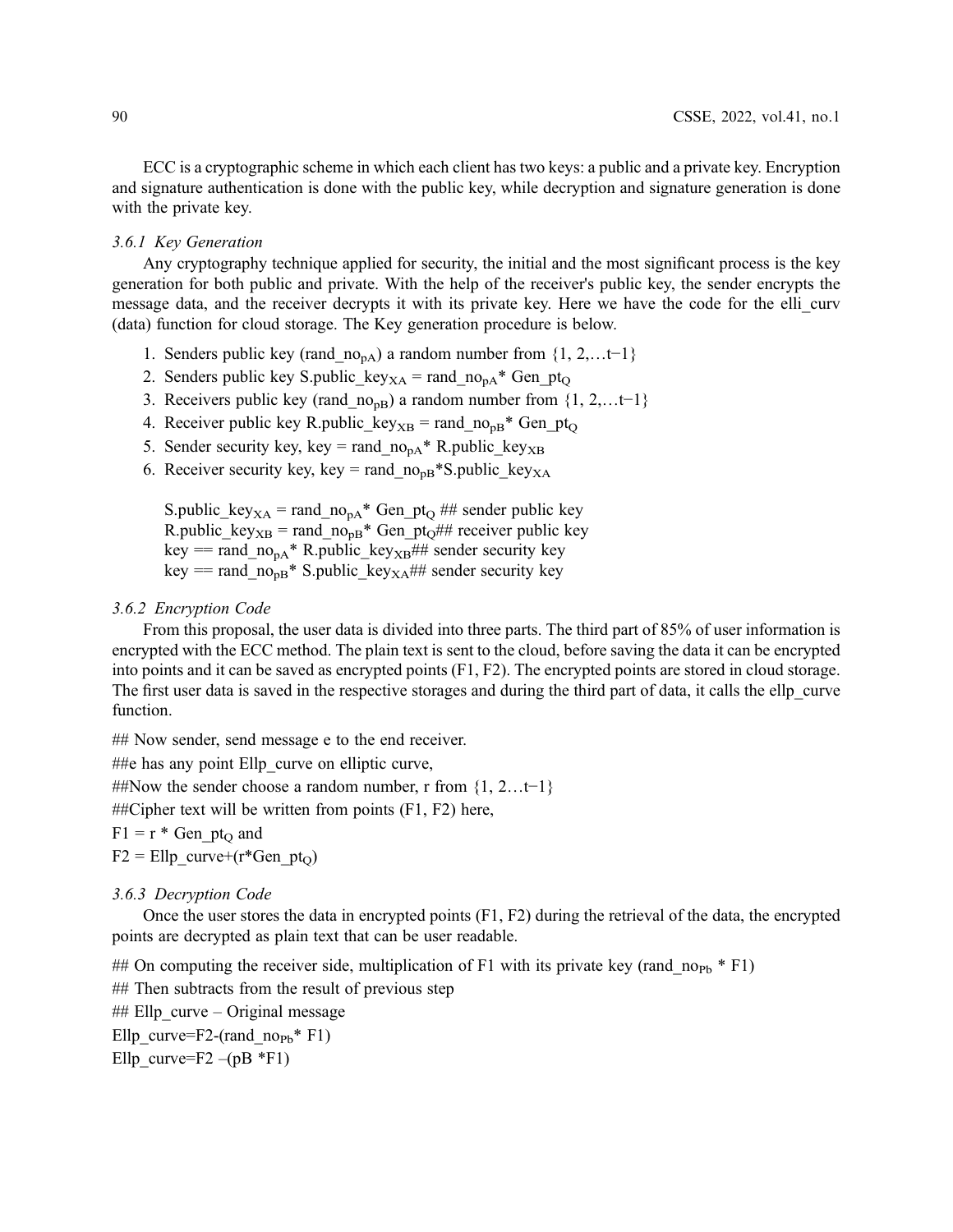ECC is a cryptographic scheme in which each client has two keys: a public and a private key. Encryption and signature authentication is done with the public key, while decryption and signature generation is done with the private key.

### 3.6.1 Key Generation

Any cryptography technique applied for security, the initial and the most significant process is the key generation for both public and private. With the help of the receiver's public key, the sender encrypts the message data, and the receiver decrypts it with its private key. Here we have the code for the elli_curv (data) function for cloud storage. The Key generation procedure is below.

1. Senders public key ($rand\_no_{pA}$) a random number from {1, 2,…t−1}
2. Senders public key $S.public\_key_{XA} = rand\_no_{pA} * Gen\_pt_Q$
3. Receivers public key ($rand\_no_{pB}$) a random number from {1, 2,…t−1}
4. Receiver public key $R.public\_key_{XB} = rand\_no_{pB} * Gen\_pt_Q$
5. Sender security key, key = $rand\_no_{pA} * R.public\_key_{XB}$
6. Receiver security key, key = $rand\_no_{pB} * S.public\_key_{XA}$

$S.public\_key_{XA} = rand\_no_{pA} * Gen\_pt_Q$ ## sender public key
$R.public\_key_{XB} = rand\_no_{pB} * Gen\_pt_Q$## receiver public key
key == $rand\_no_{pA} * R.public\_key_{XB}$## sender security key
key == $rand\_no_{pB} * S.public\_key_{XA}$## sender security key

### 3.6.2 Encryption Code

From this proposal, the user data is divided into three parts. The third part of 85% of user information is encrypted with the ECC method. The plain text is sent to the cloud, before saving the data it can be encrypted into points and it can be saved as encrypted points (F1, F2). The encrypted points are stored in cloud storage. The first user data is saved in the respective storages and during the third part of data, it calls the ellp_curve function.

## Now sender, send message e to the end receiver.
##e has any point Ellp_curve on elliptic curve,
##Now the sender choose a random number, r from {1, 2…t−1}
##Cipher text will be written from points (F1, F2) here,
$F1 = r * Gen\_pt_Q$ and
$F2 = Ellp\_curve+(r*Gen\_pt_Q)$

### 3.6.3 Decryption Code

Once the user stores the data in encrypted points (F1, F2) during the retrieval of the data, the encrypted points are decrypted as plain text that can be user readable.

## On computing the receiver side, multiplication of F1 with its private key ($rand\_no_{Pb} * F1$)
## Then subtracts from the result of previous step
## Ellp_curve – Original message
$Ellp\_curve=F2-(rand\_no_{Pb} * F1)$
$Ellp\_curve=F2 -(pB *F1)$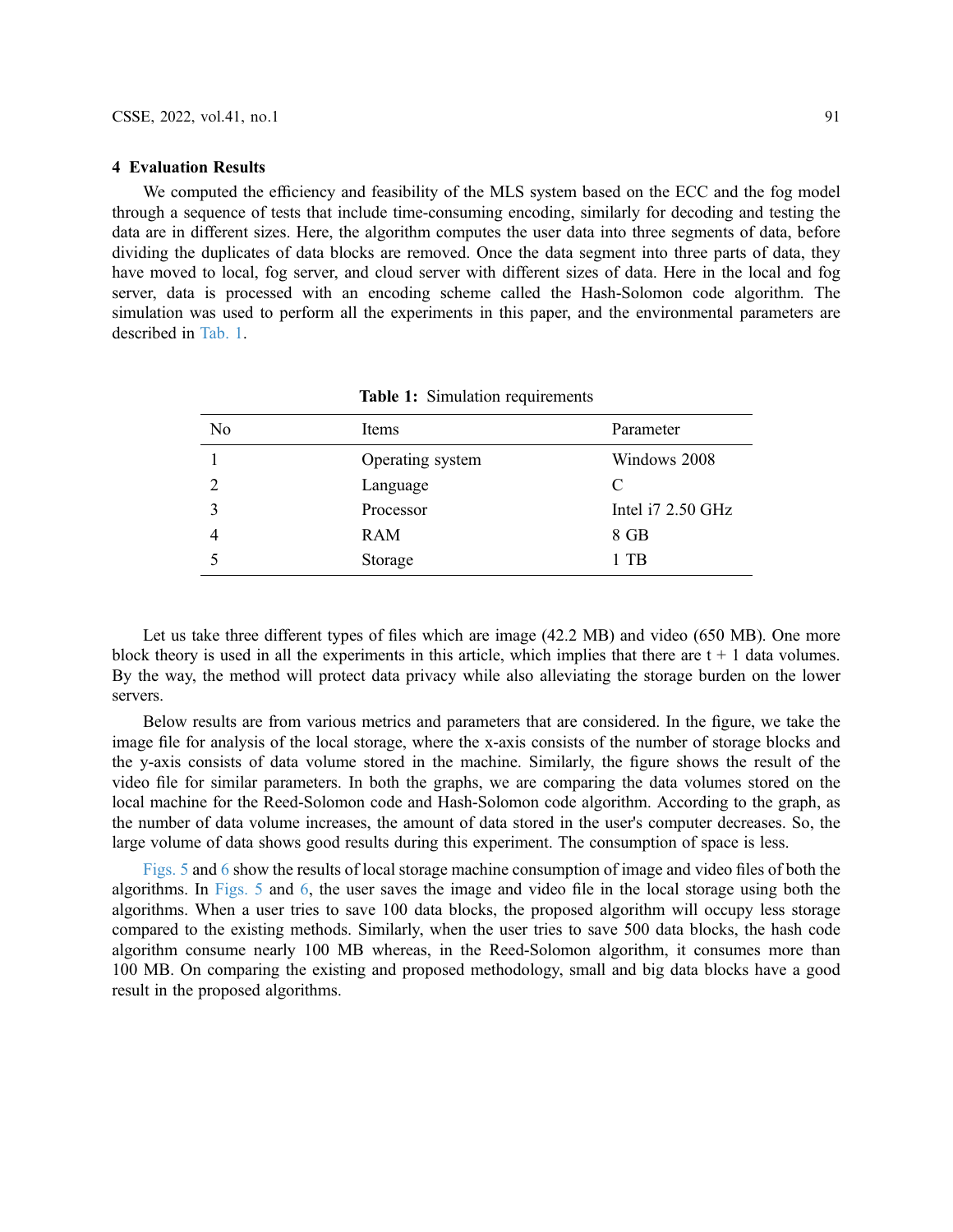## 4 Evaluation Results

We computed the efficiency and feasibility of the MLS system based on the ECC and the fog model through a sequence of tests that include time-consuming encoding, similarly for decoding and testing the data are in different sizes. Here, the algorithm computes the user data into three segments of data, before dividing the duplicates of data blocks are removed. Once the data segment into three parts of data, they have moved to local, fog server, and cloud server with different sizes of data. Here in the local and fog server, data is processed with an encoding scheme called the Hash-Solomon code algorithm. The simulation was used to perform all the experiments in this paper, and the environmental parameters are described in Tab. 1.

**Table 1:** Simulation requirements

| No | Items | Parameter |
|---|---|---|
| 1 | Operating system | Windows 2008 |
| 2 | Language | C |
| 3 | Processor | Intel i7 2.50 GHz |
| 4 | RAM | 8 GB |
| 5 | Storage | 1 TB |

Let us take three different types of files which are image (42.2 MB) and video (650 MB). One more block theory is used in all the experiments in this article, which implies that there are t + 1 data volumes. By the way, the method will protect data privacy while also alleviating the storage burden on the lower servers.

Below results are from various metrics and parameters that are considered. In the figure, we take the image file for analysis of the local storage, where the x-axis consists of the number of storage blocks and the y-axis consists of data volume stored in the machine. Similarly, the figure shows the result of the video file for similar parameters. In both the graphs, we are comparing the data volumes stored on the local machine for the Reed-Solomon code and Hash-Solomon code algorithm. According to the graph, as the number of data volume increases, the amount of data stored in the user's computer decreases. So, the large volume of data shows good results during this experiment. The consumption of space is less.

Figs. 5 and 6 show the results of local storage machine consumption of image and video files of both the algorithms. In Figs. 5 and 6, the user saves the image and video file in the local storage using both the algorithms. When a user tries to save 100 data blocks, the proposed algorithm will occupy less storage compared to the existing methods. Similarly, when the user tries to save 500 data blocks, the hash code algorithm consume nearly 100 MB whereas, in the Reed-Solomon algorithm, it consumes more than 100 MB. On comparing the existing and proposed methodology, small and big data blocks have a good result in the proposed algorithms.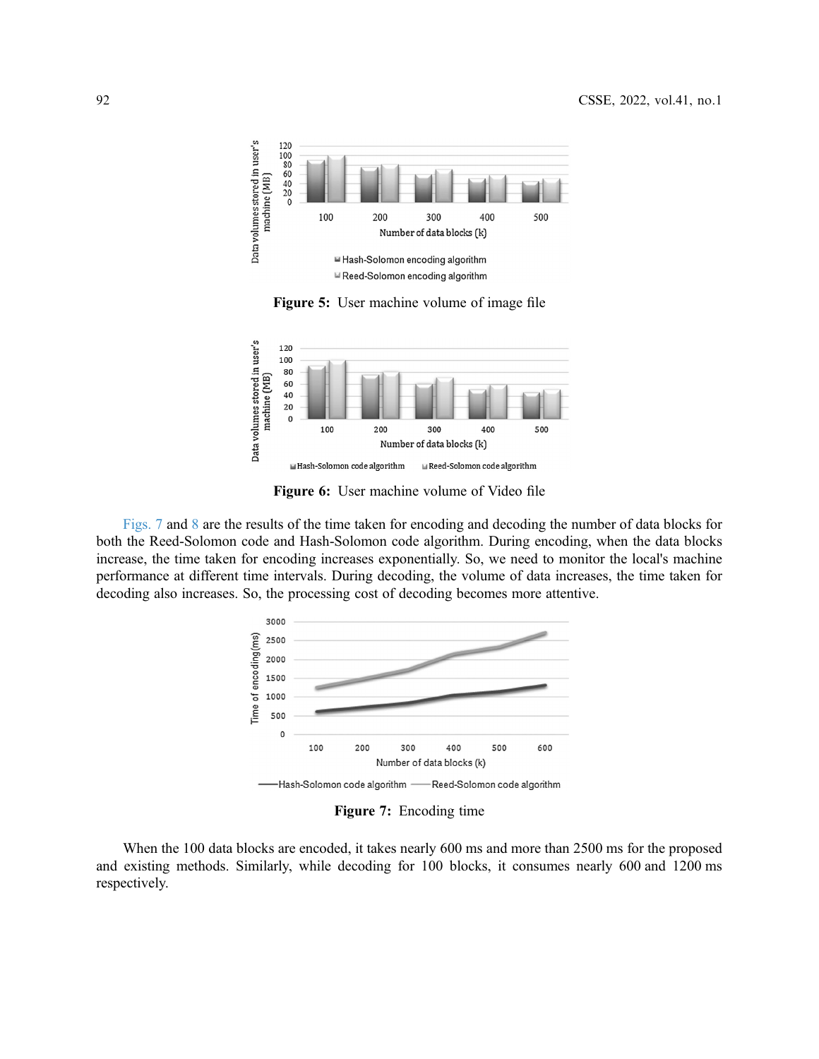**Figure 5:** User machine volume of image file

**Figure 6:** User machine volume of Video file

Figs. 7 and 8 are the results of the time taken for encoding and decoding the number of data blocks for both the Reed-Solomon code and Hash-Solomon code algorithm. During encoding, when the data blocks increase, the time taken for encoding increases exponentially. So, we need to monitor the local's machine performance at different time intervals. During decoding, the volume of data increases, the time taken for decoding also increases. So, the processing cost of decoding becomes more attentive.

**Figure 7:** Encoding time

When the 100 data blocks are encoded, it takes nearly 600 ms and more than 2500 ms for the proposed and existing methods. Similarly, while decoding for 100 blocks, it consumes nearly 600 and 1200 ms respectively.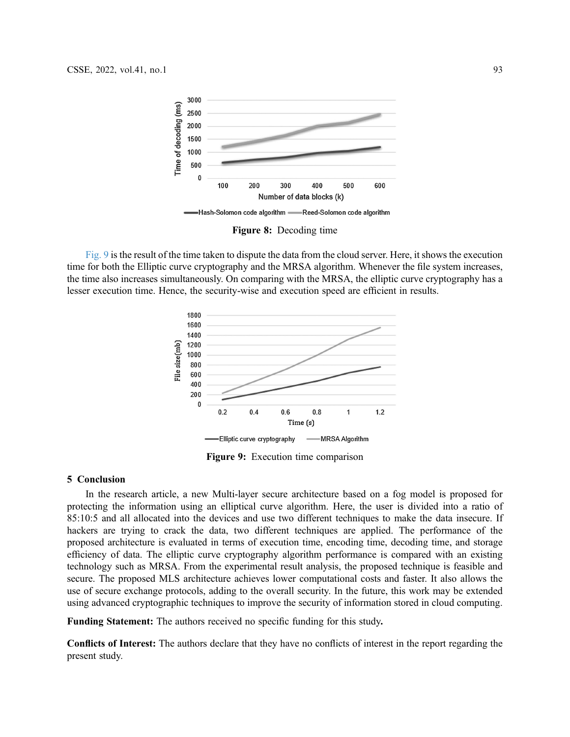Figure 8: Decoding time

Fig. 9 is the result of the time taken to dispute the data from the cloud server. Here, it shows the execution time for both the Elliptic curve cryptography and the MRSA algorithm. Whenever the file system increases, the time also increases simultaneously. On comparing with the MRSA, the elliptic curve cryptography has a lesser execution time. Hence, the security-wise and execution speed are efficient in results.

Figure 9: Execution time comparison

## 5 Conclusion

In the research article, a new Multi-layer secure architecture based on a fog model is proposed for protecting the information using an elliptical curve algorithm. Here, the user is divided into a ratio of 85:10:5 and all allocated into the devices and use two different techniques to make the data insecure. If hackers are trying to crack the data, two different techniques are applied. The performance of the proposed architecture is evaluated in terms of execution time, encoding time, decoding time, and storage efficiency of data. The elliptic curve cryptography algorithm performance is compared with an existing technology such as MRSA. From the experimental result analysis, the proposed technique is feasible and secure. The proposed MLS architecture achieves lower computational costs and faster. It also allows the use of secure exchange protocols, adding to the overall security. In the future, this work may be extended using advanced cryptographic techniques to improve the security of information stored in cloud computing.

**Funding Statement:** The authors received no specific funding for this study**.**

**Conflicts of Interest:** The authors declare that they have no conflicts of interest in the report regarding the present study.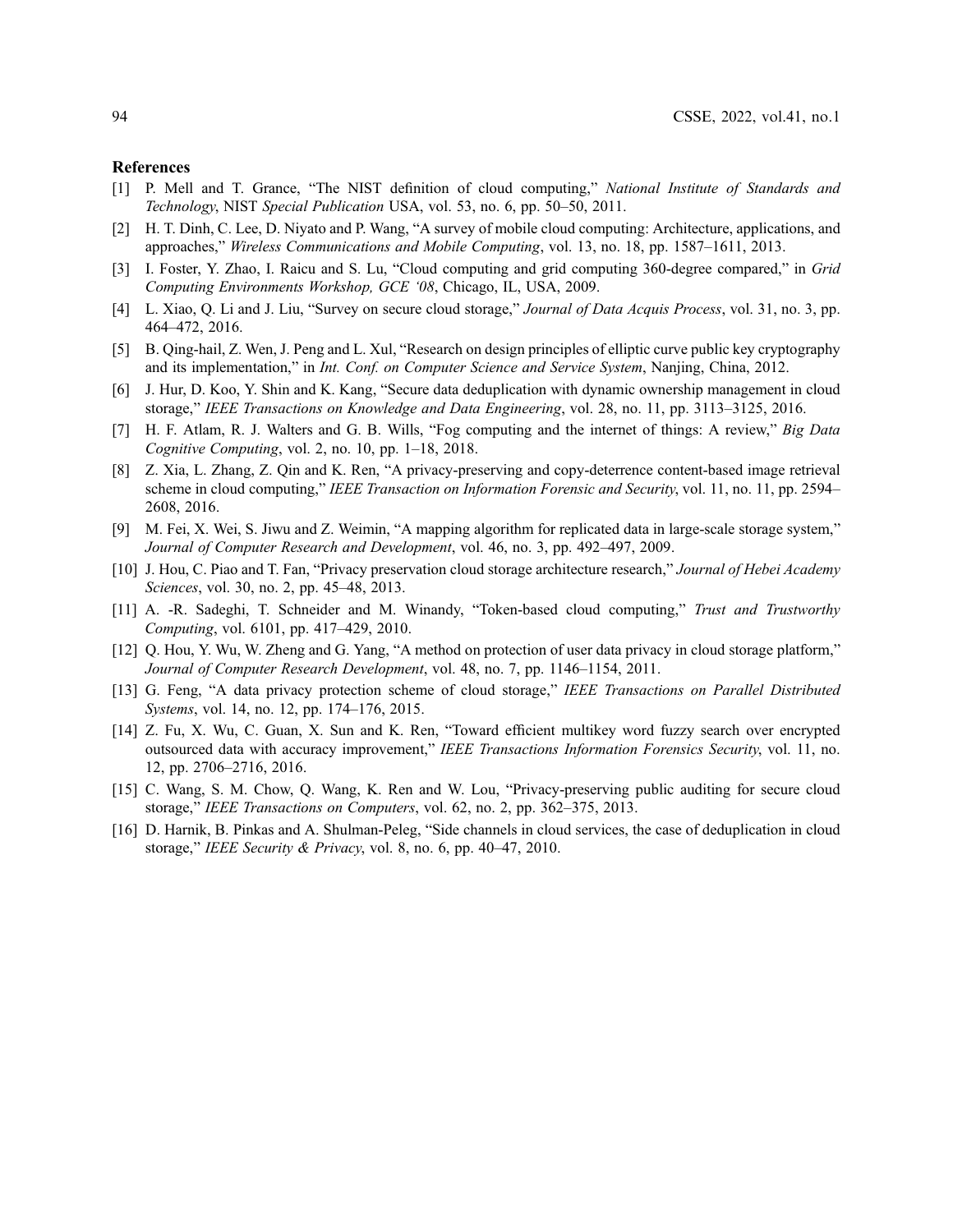## References

[1] P. Mell and T. Grance, “The NIST definition of cloud computing,” *National Institute of Standards and Technology*, NIST *Special Publication* USA, vol. 53, no. 6, pp. 50–50, 2011.

[2] H. T. Dinh, C. Lee, D. Niyato and P. Wang, “A survey of mobile cloud computing: Architecture, applications, and approaches,” *Wireless Communications and Mobile Computing*, vol. 13, no. 18, pp. 1587–1611, 2013.

[3] I. Foster, Y. Zhao, I. Raicu and S. Lu, “Cloud computing and grid computing 360-degree compared,” in *Grid Computing Environments Workshop, GCE ‘08*, Chicago, IL, USA, 2009.

[4] L. Xiao, Q. Li and J. Liu, “Survey on secure cloud storage,” *Journal of Data Acquis Process*, vol. 31, no. 3, pp. 464–472, 2016.

[5] B. Qing-hail, Z. Wen, J. Peng and L. Xul, “Research on design principles of elliptic curve public key cryptography and its implementation,” in *Int. Conf. on Computer Science and Service System*, Nanjing, China, 2012.

[6] J. Hur, D. Koo, Y. Shin and K. Kang, “Secure data deduplication with dynamic ownership management in cloud storage,” *IEEE Transactions on Knowledge and Data Engineering*, vol. 28, no. 11, pp. 3113–3125, 2016.

[7] H. F. Atlam, R. J. Walters and G. B. Wills, “Fog computing and the internet of things: A review,” *Big Data Cognitive Computing*, vol. 2, no. 10, pp. 1–18, 2018.

[8] Z. Xia, L. Zhang, Z. Qin and K. Ren, “A privacy-preserving and copy-deterrence content-based image retrieval scheme in cloud computing,” *IEEE Transaction on Information Forensic and Security*, vol. 11, no. 11, pp. 2594–2608, 2016.

[9] M. Fei, X. Wei, S. Jiwu and Z. Weimin, “A mapping algorithm for replicated data in large-scale storage system,” *Journal of Computer Research and Development*, vol. 46, no. 3, pp. 492–497, 2009.

[10] J. Hou, C. Piao and T. Fan, “Privacy preservation cloud storage architecture research,” *Journal of Hebei Academy Sciences*, vol. 30, no. 2, pp. 45–48, 2013.

[11] A. -R. Sadeghi, T. Schneider and M. Winandy, “Token-based cloud computing,” *Trust and Trustworthy Computing*, vol. 6101, pp. 417–429, 2010.

[12] Q. Hou, Y. Wu, W. Zheng and G. Yang, “A method on protection of user data privacy in cloud storage platform,” *Journal of Computer Research Development*, vol. 48, no. 7, pp. 1146–1154, 2011.

[13] G. Feng, “A data privacy protection scheme of cloud storage,” *IEEE Transactions on Parallel Distributed Systems*, vol. 14, no. 12, pp. 174–176, 2015.

[14] Z. Fu, X. Wu, C. Guan, X. Sun and K. Ren, “Toward efficient multikey word fuzzy search over encrypted outsourced data with accuracy improvement,” *IEEE Transactions Information Forensics Security*, vol. 11, no. 12, pp. 2706–2716, 2016.

[15] C. Wang, S. M. Chow, Q. Wang, K. Ren and W. Lou, “Privacy-preserving public auditing for secure cloud storage,” *IEEE Transactions on Computers*, vol. 62, no. 2, pp. 362–375, 2013.

[16] D. Harnik, B. Pinkas and A. Shulman-Peleg, “Side channels in cloud services, the case of deduplication in cloud storage,” *IEEE Security & Privacy*, vol. 8, no. 6, pp. 40–47, 2010.